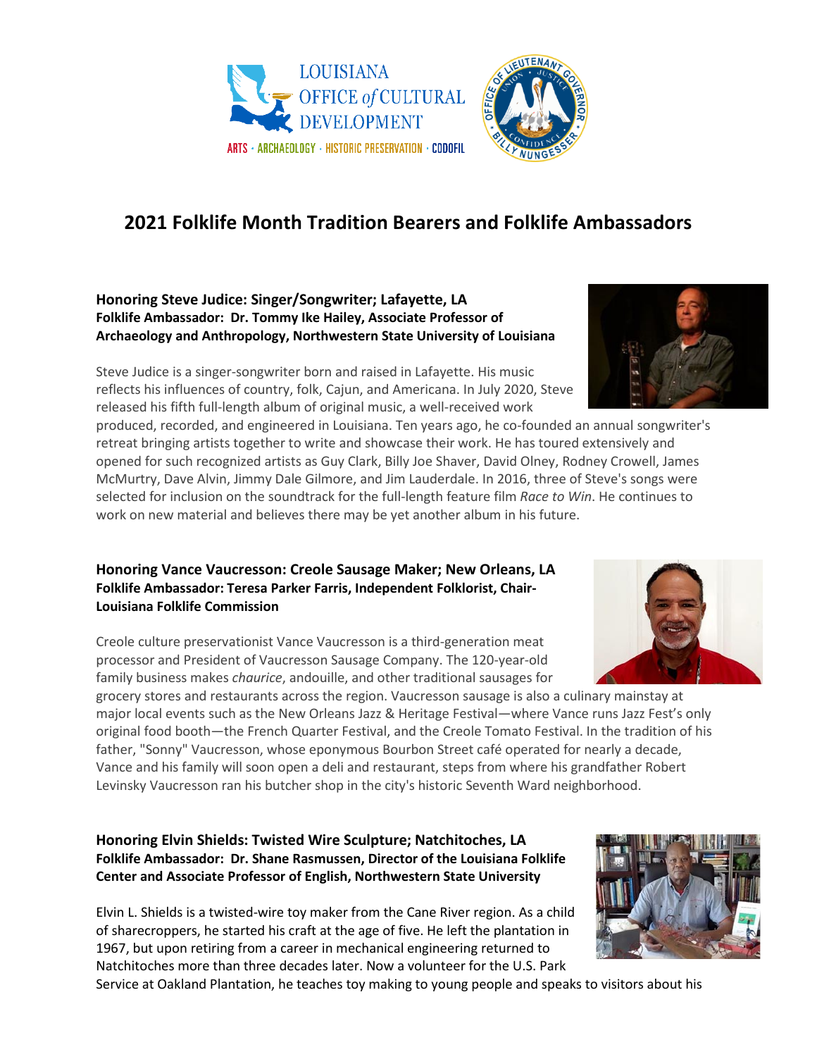# 2021 Folklife Month Tradition Bearers and Folklife Ambassadors

**Honoring Steve Judice: Singer/Songwriter; Lafayette, LA**
**Folklife Ambassador: Dr. Tommy Ike Hailey, Associate Professor of Archaeology and Anthropology, Northwestern State University of Louisiana**

Steve Judice is a singer-songwriter born and raised in Lafayette. His music reflects his influences of country, folk, Cajun, and Americana. In July 2020, Steve released his fifth full-length album of original music, a well-received work produced, recorded, and engineered in Louisiana. Ten years ago, he co-founded an annual songwriter's retreat bringing artists together to write and showcase their work. He has toured extensively and opened for such recognized artists as Guy Clark, Billy Joe Shaver, David Olney, Rodney Crowell, James McMurtry, Dave Alvin, Jimmy Dale Gilmore, and Jim Lauderdale. In 2016, three of Steve's songs were selected for inclusion on the soundtrack for the full-length feature film *Race to Win*. He continues to work on new material and believes there may be yet another album in his future.

**Honoring Vance Vaucresson: Creole Sausage Maker; New Orleans, LA**
**Folklife Ambassador: Teresa Parker Farris, Independent Folklorist, Chair-Louisiana Folklife Commission**

Creole culture preservationist Vance Vaucresson is a third-generation meat processor and President of Vaucresson Sausage Company. The 120-year-old family business makes *chaurice*, andouille, and other traditional sausages for grocery stores and restaurants across the region. Vaucresson sausage is also a culinary mainstay at major local events such as the New Orleans Jazz & Heritage Festival—where Vance runs Jazz Fest's only original food booth—the French Quarter Festival, and the Creole Tomato Festival. In the tradition of his father, "Sonny" Vaucresson, whose eponymous Bourbon Street café operated for nearly a decade, Vance and his family will soon open a deli and restaurant, steps from where his grandfather Robert Levinsky Vaucresson ran his butcher shop in the city's historic Seventh Ward neighborhood.

**Honoring Elvin Shields: Twisted Wire Sculpture; Natchitoches, LA**
**Folklife Ambassador: Dr. Shane Rasmussen, Director of the Louisiana Folklife Center and Associate Professor of English, Northwestern State University**

Elvin L. Shields is a twisted-wire toy maker from the Cane River region. As a child of sharecroppers, he started his craft at the age of five. He left the plantation in 1967, but upon retiring from a career in mechanical engineering returned to Natchitoches more than three decades later. Now a volunteer for the U.S. Park Service at Oakland Plantation, he teaches toy making to young people and speaks to visitors about his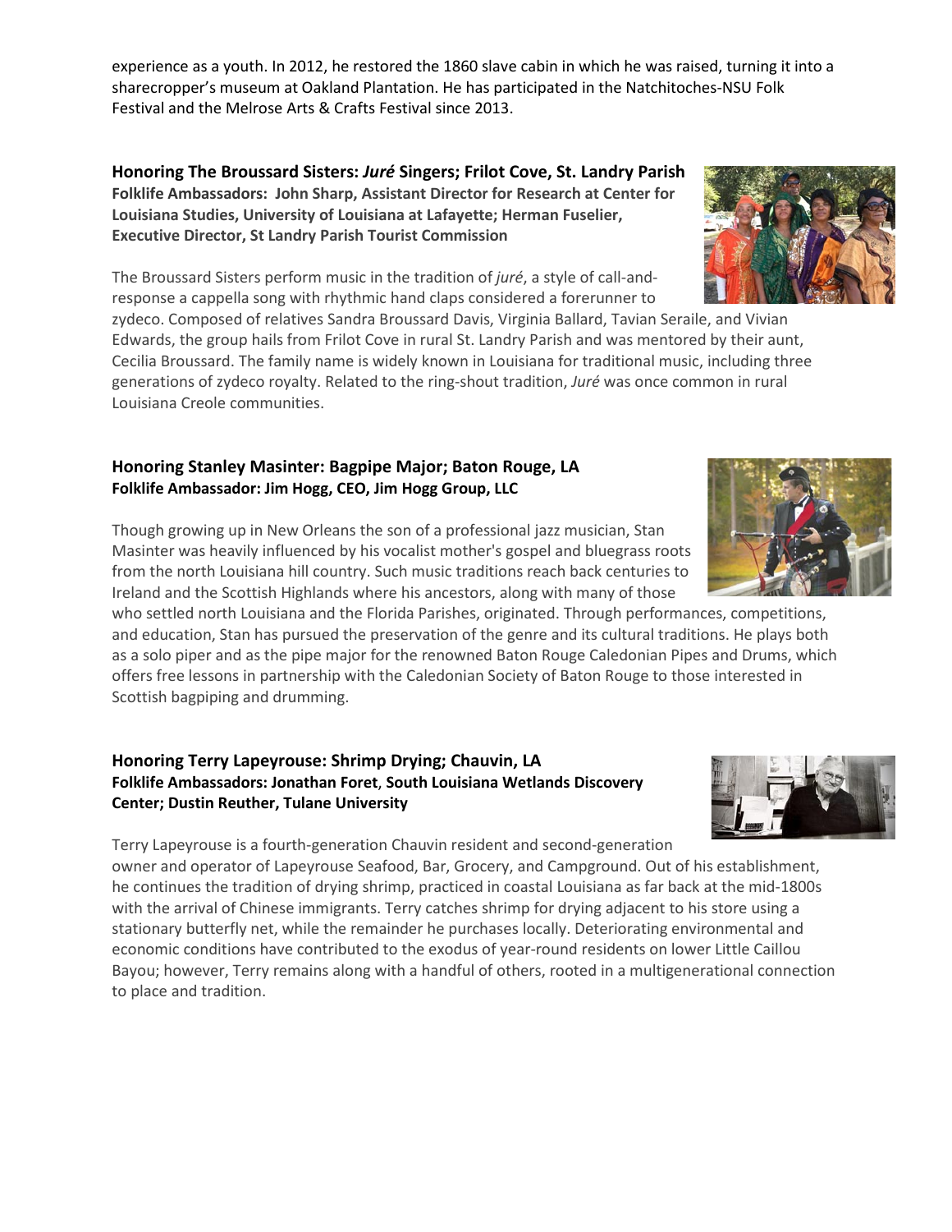experience as a youth. In 2012, he restored the 1860 slave cabin in which he was raised, turning it into a sharecropper's museum at Oakland Plantation. He has participated in the Natchitoches-NSU Folk Festival and the Melrose Arts & Crafts Festival since 2013.

### Honoring The Broussard Sisters: *Juré* Singers; Frilot Cove, St. Landry Parish

**Folklife Ambassadors: John Sharp, Assistant Director for Research at Center for Louisiana Studies, University of Louisiana at Lafayette; Herman Fuselier, Executive Director, St Landry Parish Tourist Commission**

The Broussard Sisters perform music in the tradition of *juré*, a style of call-and-response a cappella song with rhythmic hand claps considered a forerunner to zydeco. Composed of relatives Sandra Broussard Davis, Virginia Ballard, Tavian Seraile, and Vivian Edwards, the group hails from Frilot Cove in rural St. Landry Parish and was mentored by their aunt, Cecilia Broussard. The family name is widely known in Louisiana for traditional music, including three generations of zydeco royalty. Related to the ring-shout tradition, *Juré* was once common in rural Louisiana Creole communities.

### Honoring Stanley Masinter: Bagpipe Major; Baton Rouge, LA

**Folklife Ambassador: Jim Hogg, CEO, Jim Hogg Group, LLC**

Though growing up in New Orleans the son of a professional jazz musician, Stan Masinter was heavily influenced by his vocalist mother's gospel and bluegrass roots from the north Louisiana hill country. Such music traditions reach back centuries to Ireland and the Scottish Highlands where his ancestors, along with many of those who settled north Louisiana and the Florida Parishes, originated. Through performances, competitions, and education, Stan has pursued the preservation of the genre and its cultural traditions. He plays both as a solo piper and as the pipe major for the renowned Baton Rouge Caledonian Pipes and Drums, which offers free lessons in partnership with the Caledonian Society of Baton Rouge to those interested in Scottish bagpiping and drumming.

### Honoring Terry Lapeyrouse: Shrimp Drying; Chauvin, LA

**Folklife Ambassadors: Jonathan Foret, South Louisiana Wetlands Discovery Center; Dustin Reuther, Tulane University**

Terry Lapeyrouse is a fourth-generation Chauvin resident and second-generation owner and operator of Lapeyrouse Seafood, Bar, Grocery, and Campground. Out of his establishment, he continues the tradition of drying shrimp, practiced in coastal Louisiana as far back at the mid-1800s with the arrival of Chinese immigrants. Terry catches shrimp for drying adjacent to his store using a stationary butterfly net, while the remainder he purchases locally. Deteriorating environmental and economic conditions have contributed to the exodus of year-round residents on lower Little Caillou Bayou; however, Terry remains along with a handful of others, rooted in a multigenerational connection to place and tradition.